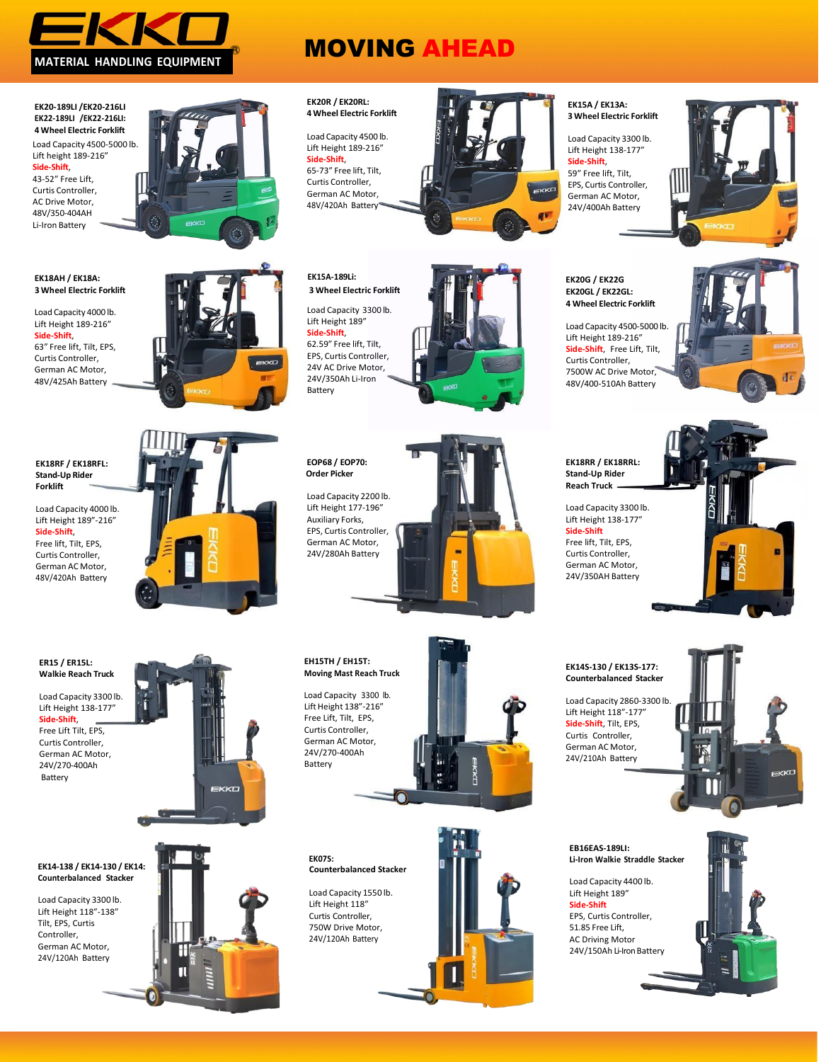# EKKO

MATERIAL HANDLING EQUIPMENT

# MOVING AHEAD

**EK20-189LI /EK20-216LI**
**EK22-189LI /EK22-216LI:**
**4 Wheel Electric Forklift**

Load Capacity 4500-5000 lb.
Lift height 189-216"
Side-Shift,
43-52" Free Lift,
Curtis Controller,
AC Drive Motor,
48V/350-404AH
Li-Iron Battery

**EK20R / EK20RL:**
**4 Wheel Electric Forklift**

Load Capacity 4500 lb.
Lift Height 189-216"
Side-Shift,
65-73" Free lift, Tilt,
Curtis Controller,
German AC Motor,
48V/420Ah Battery

**EK15A / EK13A:**
**3 Wheel Electric Forklift**

Load Capacity 3300 lb.
Lift Height 138-177"
Side-Shift,
59" Free lift, Tilt,
EPS, Curtis Controller,
German AC Motor,
24V/400Ah Battery

**EK18AH / EK18A:**
**3 Wheel Electric Forklift**

Load Capacity 4000 lb.
Lift Height 189-216"
Side-Shift,
63" Free lift, Tilt, EPS,
Curtis Controller,
German AC Motor,
48V/425Ah Battery

**EK15A-189Li:**
**3 Wheel Electric Forklift**

Load Capacity 3300 lb.
Lift Height 189"
Side-Shift,
62.59" Free lift, Tilt,
EPS, Curtis Controller,
24V AC Drive Motor,
24V/350Ah Li-Iron
Battery

**EK20G / EK22G**
**EK20GL / EK22GL:**
**4 Wheel Electric Forklift**

Load Capacity 4500-5000 lb.
Lift Height 189-216"
Side-Shift, Free Lift, Tilt,
Curtis Controller,
7500W AC Drive Motor,
48V/400-510Ah Battery

**EK18RF / EK18RFL:**
**Stand-Up Rider**
**Forklift**

Load Capacity 4000 lb.
Lift Height 189"-216"
Side-Shift,
Free lift, Tilt, EPS,
Curtis Controller,
German AC Motor,
48V/420Ah Battery

**EOP68 / EOP70:**
**Order Picker**

Load Capacity 2200 lb.
Lift Height 177-196"
Auxiliary Forks,
EPS, Curtis Controller,
German AC Motor,
24V/280Ah Battery

**EK18RR / EK18RRL:**
**Stand-Up Rider**
**Reach Truck**

Load Capacity 3300 lb.
Lift Height 138-177"
Side-Shift
Free lift, Tilt, EPS,
Curtis Controller,
German AC Motor,
24V/350AH Battery

**ER15 / ER15L:**
**Walkie Reach Truck**

Load Capacity 3300 lb.
Lift Height 138-177"
Side-Shift,
Free Lift Tilt, EPS,
Curtis Controller,
German AC Motor,
24V/270-400Ah
Battery

**EH15TH / EH15T:**
**Moving Mast Reach Truck**

Load Capacity 3300 lb.
Lift Height 138"-216"
Free Lift, Tilt, EPS,
Curtis Controller,
German AC Motor,
24V/270-400Ah
Battery

**EK14S-130 / EK13S-177:**
**Counterbalanced Stacker**

Load Capacity 2860-3300 lb.
Lift Height 118"-177"
Side-Shift, Tilt, EPS,
Curtis Controller,
German AC Motor,
24V/210Ah Battery

**EK14-138 / EK14-130 / EK14:**
**Counterbalanced Stacker**

Load Capacity 3300 lb.
Lift Height 118"-138"
Tilt, EPS, Curtis
Controller,
German AC Motor,
24V/120Ah Battery

**EK07S:**
**Counterbalanced Stacker**

Load Capacity 1550 lb.
Lift Height 118"
Curtis Controller,
750W Drive Motor,
24V/120Ah Battery

**EB16EAS-189LI:**
**Li-Iron Walkie Straddle Stacker**

Load Capacity 4400 lb.
Lift Height 189"
Side-Shift
EPS, Curtis Controller,
51.85 Free Lift,
AC Driving Motor
24V/150Ah Li-Iron Battery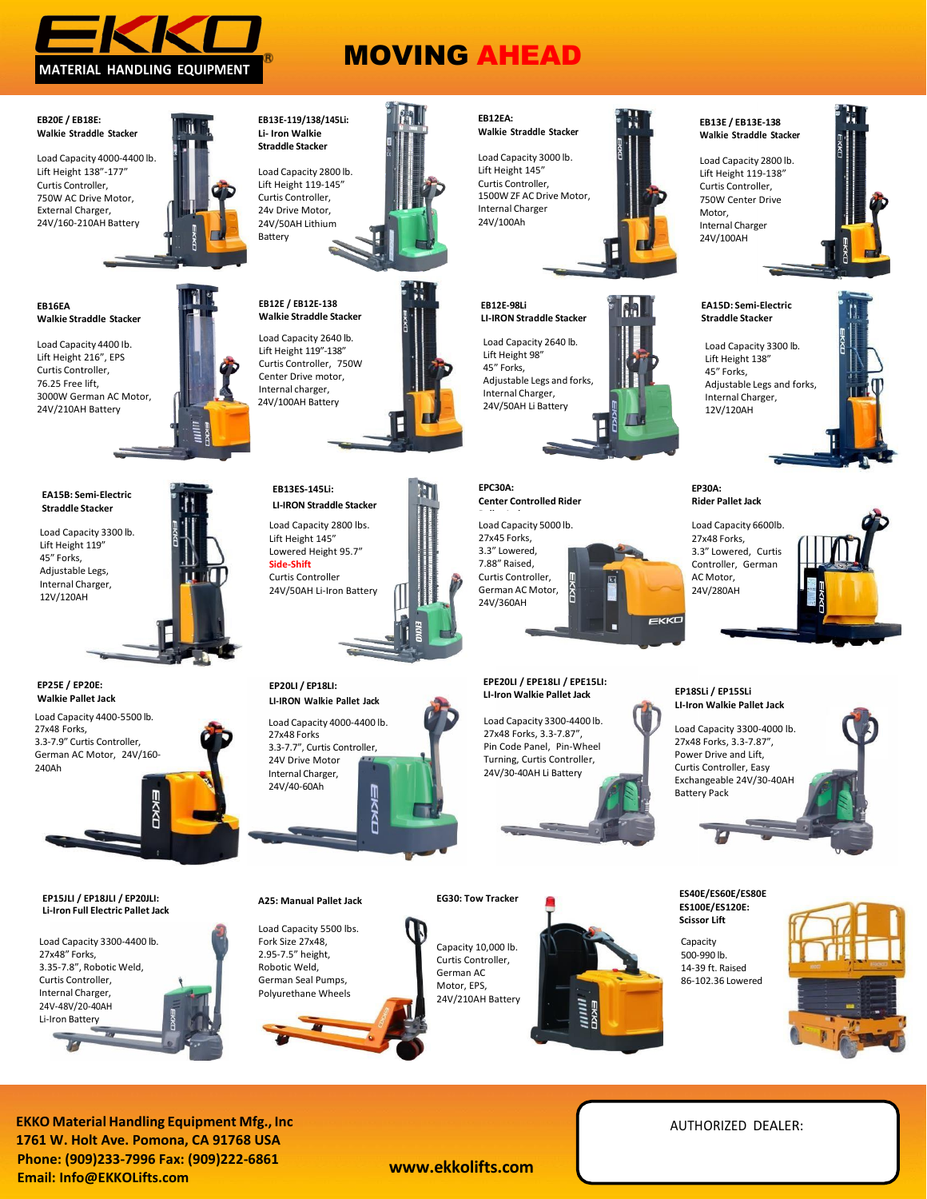# EKKO MATERIAL HANDLING EQUIPMENT

# MOVING AHEAD

**EB20E / EB18E:**
**Walkie Straddle Stacker**

Load Capacity 4000-4400 lb.
Lift Height 138”-177”
Curtis Controller,
750W AC Drive Motor,
External Charger,
24V/160-210AH Battery

**EB13E-119/138/145Li:**
**Li- Iron Walkie Straddle Stacker**

Load Capacity 2800 lb.
Lift Height 119-145”
Curtis Controller,
24v Drive Motor,
24V/50AH Lithium Battery

**EB12EA:**
**Walkie Straddle Stacker**

Load Capacity 3000 lb.
Lift Height 145”
Curtis Controller,
1500W ZF AC Drive Motor,
Internal Charger
24V/100Ah

**EB13E / EB13E-138**
**Walkie Straddle Stacker**

Load Capacity 2800 lb.
Lift Height 119-138”
Curtis Controller,
750W Center Drive Motor,
Internal Charger
24V/100AH

**EB16EA**
**Walkie Straddle Stacker**

Load Capacity 4400 lb.
Lift Height 216”, EPS
Curtis Controller,
76.25 Free lift,
3000W German AC Motor,
24V/210AH Battery

**EB12E / EB12E-138**
**Walkie Straddle Stacker**

Load Capacity 2640 lb.
Lift Height 119”-138”
Curtis Controller, 750W
Center Drive motor,
Internal charger,
24V/100AH Battery

**EB12E-98Li**
**LI-IRON Straddle Stacker**

Load Capacity 2640 lb.
Lift Height 98”
45” Forks,
Adjustable Legs and forks,
Internal Charger,
24V/50AH Li Battery

**EA15D: Semi-Electric Straddle Stacker**

Load Capacity 3300 lb.
Lift Height 138”
45” Forks,
Adjustable Legs and forks,
Internal Charger,
12V/120AH

**EA15B: Semi-Electric Straddle Stacker**

Load Capacity 3300 lb.
Lift Height 119”
45” Forks,
Adjustable Legs,
Internal Charger,
12V/120AH

**EB13ES-145Li:**
**LI-IRON Straddle Stacker**

Load Capacity 2800 lbs.
Lift Height 145”
Lowered Height 95.7”
Side-Shift
Curtis Controller
24V/50AH Li-Iron Battery

**EPC30A:**
**Center Controlled Rider**

Load Capacity 5000 lb.
27x45 Forks,
3.3” Lowered,
7.88” Raised,
Curtis Controller,
German AC Motor,
24V/360AH

**EP30A:**
**Rider Pallet Jack**

Load Capacity 6600lb.
27x48 Forks,
3.3” Lowered, Curtis Controller, German AC Motor,
24V/280AH

**EP25E / EP20E:**
**Walkie Pallet Jack**

Load Capacity 4400-5500 lb.
27x48 Forks,
3.3-7.9” Curtis Controller,
German AC Motor, 24V/160-240Ah

**EP20LI / EP18LI:**
**LI-IRON Walkie Pallet Jack**

Load Capacity 4000-4400 lb.
27x48 Forks
3.3-7.7”, Curtis Controller,
24V Drive Motor
Internal Charger,
24V/40-60Ah

**EPE20LI / EPE18LI / EPE15LI:**
**LI-Iron Walkie Pallet Jack**

Load Capacity 3300-4400 lb.
27x48 Forks, 3.3-7.87”,
Pin Code Panel, Pin-Wheel Turning, Curtis Controller,
24V/30-40AH Li Battery

**EP18SLi / EP15SLi**
**LI-Iron Walkie Pallet Jack**

Load Capacity 3300-4000 lb.
27x48 Forks, 3.3-7.87”,
Power Drive and Lift,
Curtis Controller, Easy Exchangeable 24V/30-40AH Battery Pack

**EP15JLI / EP18JLI / EP20JLI:**
**Li-Iron Full Electric Pallet Jack**

Load Capacity 3300-4400 lb.
27x48” Forks,
3.35-7.8”, Robotic Weld,
Curtis Controller,
Internal Charger,
24V-48V/20-40AH
Li-Iron Battery

**A25: Manual Pallet Jack**

Load Capacity 5500 lbs.
Fork Size 27x48,
2.95-7.5” height,
Robotic Weld,
German Seal Pumps,
Polyurethane Wheels

**EG30: Tow Tracker**

Capacity 10,000 lb.
Curtis Controller,
German AC Motor, EPS,
24V/210AH Battery

**ES40E/ES60E/ES80E ES100E/ES120E:**
**Scissor Lift**

Capacity
500-990 lb.
14-39 ft. Raised
86-102.36 Lowered

**EKKO Material Handling Equipment Mfg., Inc**
**1761 W. Holt Ave. Pomona, CA 91768 USA**
**Phone: (909)233-7996 Fax: (909)222-6861**
**Email: Info@EKKOLifts.com**

**www.ekkolifts.com**

AUTHORIZED DEALER: